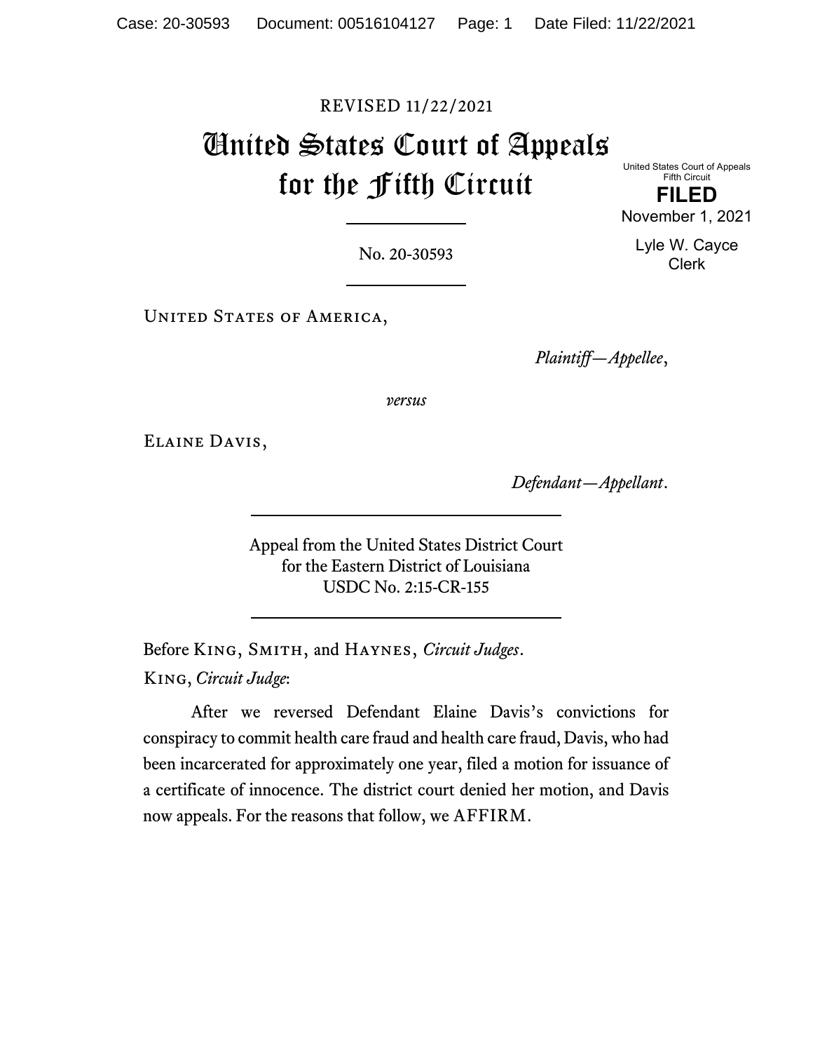REVISED 11/22/2021

# United States Court of Appeals for the Fifth Circuit

United States Court of Appeals
Fifth Circuit

**FILED**

November 1, 2021

Lyle W. Cayce
Clerk

No. 20-30593

United States of America,

*Plaintiff—Appellee*,

*versus*

Elaine Davis,

*Defendant—Appellant*.

Appeal from the United States District Court
for the Eastern District of Louisiana
USDC No. 2:15-CR-155

Before King, Smith, and Haynes, *Circuit Judges*.

King, *Circuit Judge*:

After we reversed Defendant Elaine Davis's convictions for conspiracy to commit health care fraud and health care fraud, Davis, who had been incarcerated for approximately one year, filed a motion for issuance of a certificate of innocence. The district court denied her motion, and Davis now appeals. For the reasons that follow, we AFFIRM.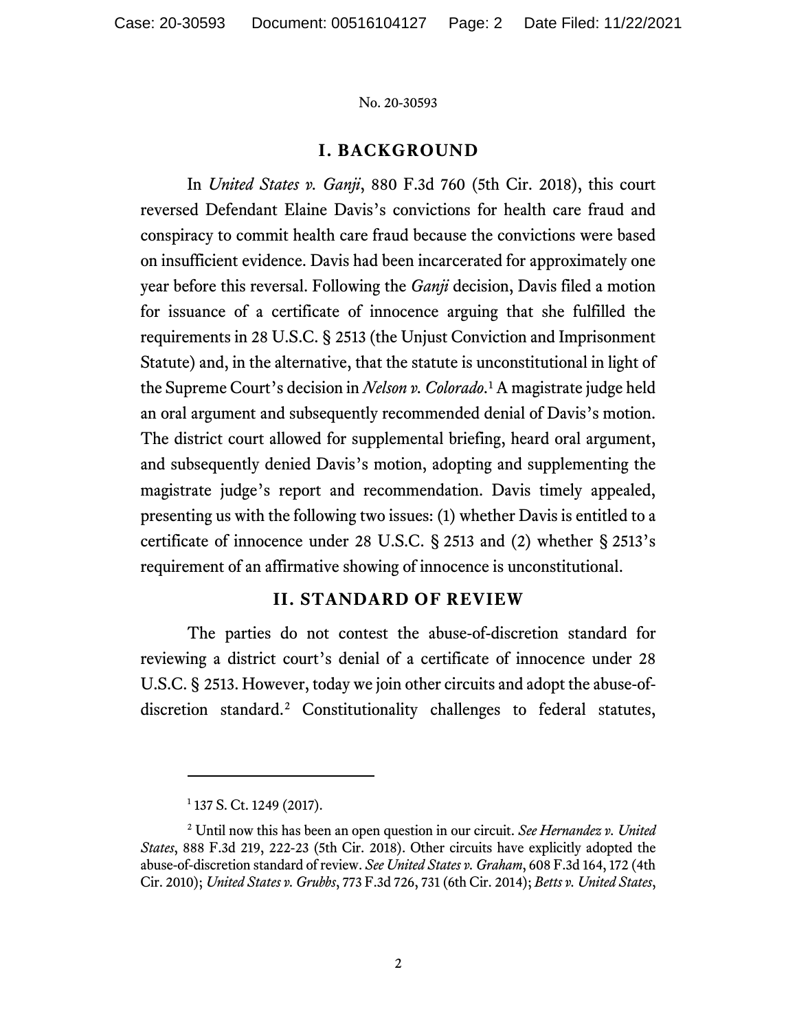## I. BACKGROUND

In *United States v. Ganji*, 880 F.3d 760 (5th Cir. 2018), this court reversed Defendant Elaine Davis's convictions for health care fraud and conspiracy to commit health care fraud because the convictions were based on insufficient evidence. Davis had been incarcerated for approximately one year before this reversal. Following the *Ganji* decision, Davis filed a motion for issuance of a certificate of innocence arguing that she fulfilled the requirements in 28 U.S.C. § 2513 (the Unjust Conviction and Imprisonment Statute) and, in the alternative, that the statute is unconstitutional in light of the Supreme Court's decision in *Nelson v. Colorado*.[1] A magistrate judge held an oral argument and subsequently recommended denial of Davis's motion. The district court allowed for supplemental briefing, heard oral argument, and subsequently denied Davis's motion, adopting and supplementing the magistrate judge's report and recommendation. Davis timely appealed, presenting us with the following two issues: (1) whether Davis is entitled to a certificate of innocence under 28 U.S.C. § 2513 and (2) whether § 2513's requirement of an affirmative showing of innocence is unconstitutional.

## II. STANDARD OF REVIEW

The parties do not contest the abuse-of-discretion standard for reviewing a district court's denial of a certificate of innocence under 28 U.S.C. § 2513. However, today we join other circuits and adopt the abuse-of-discretion standard.[2] Constitutionality challenges to federal statutes,

---

[1] 137 S. Ct. 1249 (2017).

[2] Until now this has been an open question in our circuit. *See Hernandez v. United States*, 888 F.3d 219, 222-23 (5th Cir. 2018). Other circuits have explicitly adopted the abuse-of-discretion standard of review. *See United States v. Graham*, 608 F.3d 164, 172 (4th Cir. 2010); *United States v. Grubbs*, 773 F.3d 726, 731 (6th Cir. 2014); *Betts v. United States*,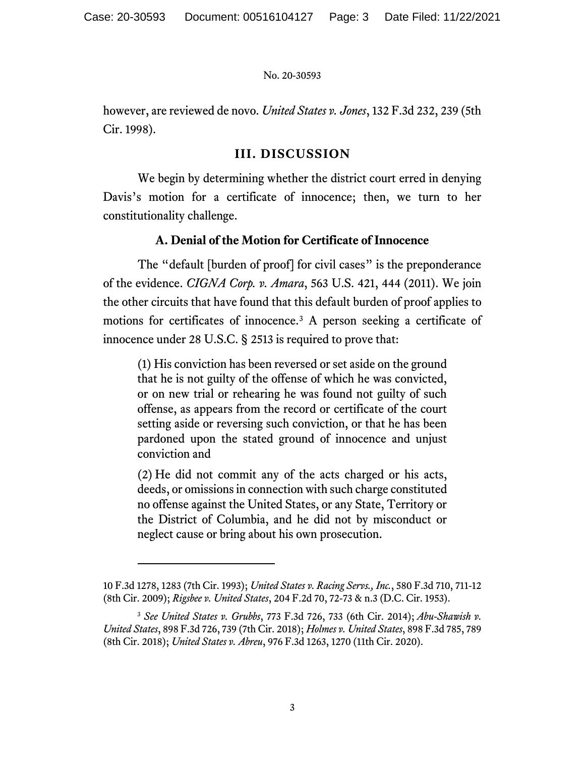however, are reviewed de novo. *United States v. Jones*, 132 F.3d 232, 239 (5th Cir. 1998).

## III. DISCUSSION

We begin by determining whether the district court erred in denying Davis's motion for a certificate of innocence; then, we turn to her constitutionality challenge.

### A. Denial of the Motion for Certificate of Innocence

The "default [burden of proof] for civil cases" is the preponderance of the evidence. *CIGNA Corp. v. Amara*, 563 U.S. 421, 444 (2011). We join the other circuits that have found that this default burden of proof applies to motions for certificates of innocence.[3] A person seeking a certificate of innocence under 28 U.S.C. § 2513 is required to prove that:

> (1) His conviction has been reversed or set aside on the ground that he is not guilty of the offense of which he was convicted, or on new trial or rehearing he was found not guilty of such offense, as appears from the record or certificate of the court setting aside or reversing such conviction, or that he has been pardoned upon the stated ground of innocence and unjust conviction and
>
> (2) He did not commit any of the acts charged or his acts, deeds, or omissions in connection with such charge constituted no offense against the United States, or any State, Territory or the District of Columbia, and he did not by misconduct or neglect cause or bring about his own prosecution.

---

10 F.3d 1278, 1283 (7th Cir. 1993); *United States v. Racing Servs., Inc.*, 580 F.3d 710, 711-12 (8th Cir. 2009); *Rigsbee v. United States*, 204 F.2d 70, 72-73 & n.3 (D.C. Cir. 1953).

[3] *See United States v. Grubbs*, 773 F.3d 726, 733 (6th Cir. 2014); *Abu-Shawish v. United States*, 898 F.3d 726, 739 (7th Cir. 2018); *Holmes v. United States*, 898 F.3d 785, 789 (8th Cir. 2018); *United States v. Abreu*, 976 F.3d 1263, 1270 (11th Cir. 2020).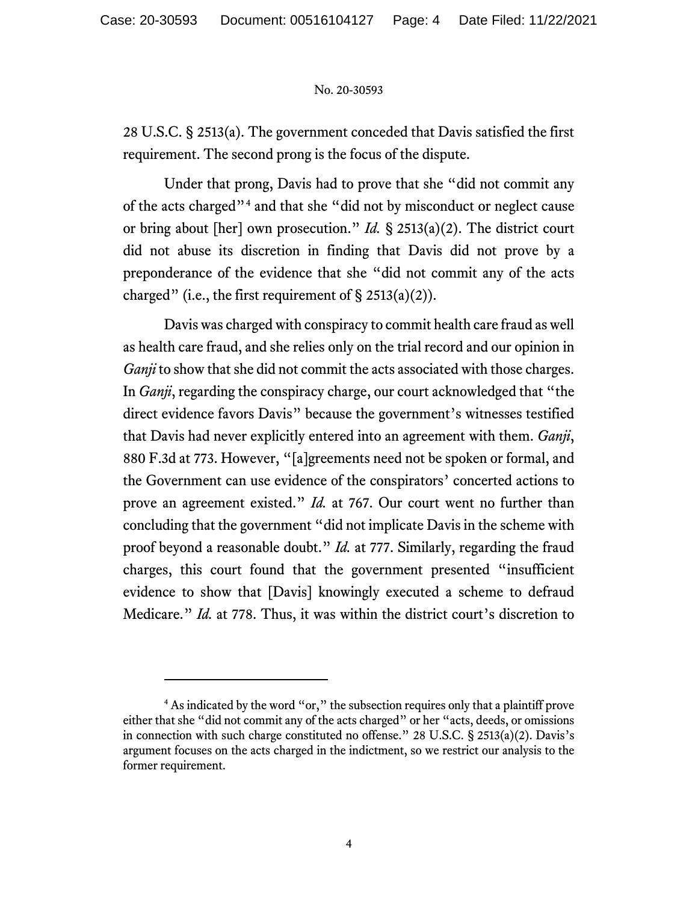28 U.S.C. § 2513(a). The government conceded that Davis satisfied the first requirement. The second prong is the focus of the dispute.

Under that prong, Davis had to prove that she "did not commit any of the acts charged"[4] and that she "did not by misconduct or neglect cause or bring about [her] own prosecution." *Id.* § 2513(a)(2). The district court did not abuse its discretion in finding that Davis did not prove by a preponderance of the evidence that she "did not commit any of the acts charged" (i.e., the first requirement of § 2513(a)(2)).

Davis was charged with conspiracy to commit health care fraud as well as health care fraud, and she relies only on the trial record and our opinion in *Ganji* to show that she did not commit the acts associated with those charges. In *Ganji*, regarding the conspiracy charge, our court acknowledged that "the direct evidence favors Davis" because the government's witnesses testified that Davis had never explicitly entered into an agreement with them. *Ganji*, 880 F.3d at 773. However, "[a]greements need not be spoken or formal, and the Government can use evidence of the conspirators' concerted actions to prove an agreement existed." *Id.* at 767. Our court went no further than concluding that the government "did not implicate Davis in the scheme with proof beyond a reasonable doubt." *Id.* at 777. Similarly, regarding the fraud charges, this court found that the government presented "insufficient evidence to show that [Davis] knowingly executed a scheme to defraud Medicare." *Id.* at 778. Thus, it was within the district court's discretion to

---

[4] As indicated by the word "or," the subsection requires only that a plaintiff prove either that she "did not commit any of the acts charged" or her "acts, deeds, or omissions in connection with such charge constituted no offense." 28 U.S.C. § 2513(a)(2). Davis's argument focuses on the acts charged in the indictment, so we restrict our analysis to the former requirement.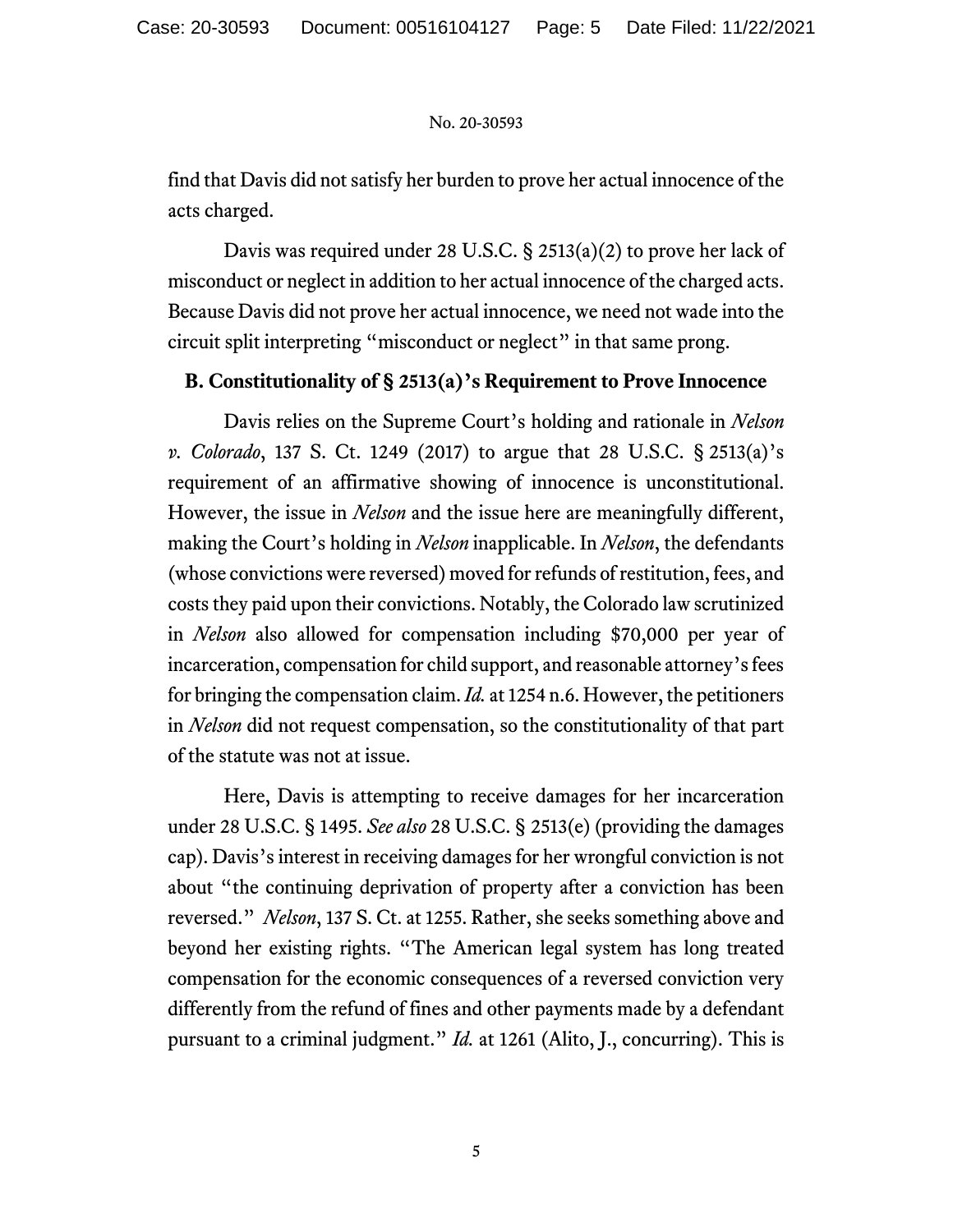find that Davis did not satisfy her burden to prove her actual innocence of the acts charged.

Davis was required under 28 U.S.C. § 2513(a)(2) to prove her lack of misconduct or neglect in addition to her actual innocence of the charged acts. Because Davis did not prove her actual innocence, we need not wade into the circuit split interpreting "misconduct or neglect" in that same prong.

### B. Constitutionality of § 2513(a)'s Requirement to Prove Innocence

Davis relies on the Supreme Court's holding and rationale in *Nelson v. Colorado*, 137 S. Ct. 1249 (2017) to argue that 28 U.S.C. § 2513(a)'s requirement of an affirmative showing of innocence is unconstitutional. However, the issue in *Nelson* and the issue here are meaningfully different, making the Court's holding in *Nelson* inapplicable. In *Nelson*, the defendants (whose convictions were reversed) moved for refunds of restitution, fees, and costs they paid upon their convictions. Notably, the Colorado law scrutinized in *Nelson* also allowed for compensation including $70,000 per year of incarceration, compensation for child support, and reasonable attorney's fees for bringing the compensation claim. *Id.* at 1254 n.6. However, the petitioners in *Nelson* did not request compensation, so the constitutionality of that part of the statute was not at issue.

Here, Davis is attempting to receive damages for her incarceration under 28 U.S.C. § 1495. *See also* 28 U.S.C. § 2513(e) (providing the damages cap). Davis's interest in receiving damages for her wrongful conviction is not about "the continuing deprivation of property after a conviction has been reversed." *Nelson*, 137 S. Ct. at 1255. Rather, she seeks something above and beyond her existing rights. "The American legal system has long treated compensation for the economic consequences of a reversed conviction very differently from the refund of fines and other payments made by a defendant pursuant to a criminal judgment." *Id.* at 1261 (Alito, J., concurring). This is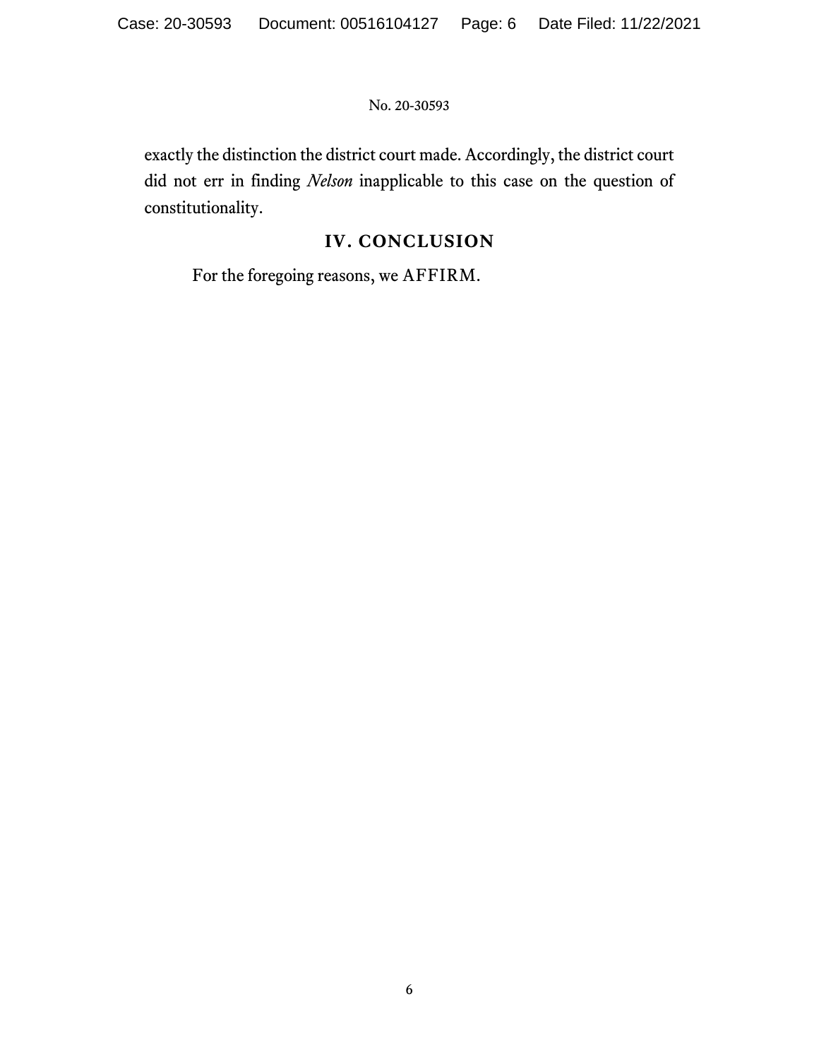exactly the distinction the district court made. Accordingly, the district court did not err in finding *Nelson* inapplicable to this case on the question of constitutionality.

## IV. CONCLUSION

For the foregoing reasons, we AFFIRM.